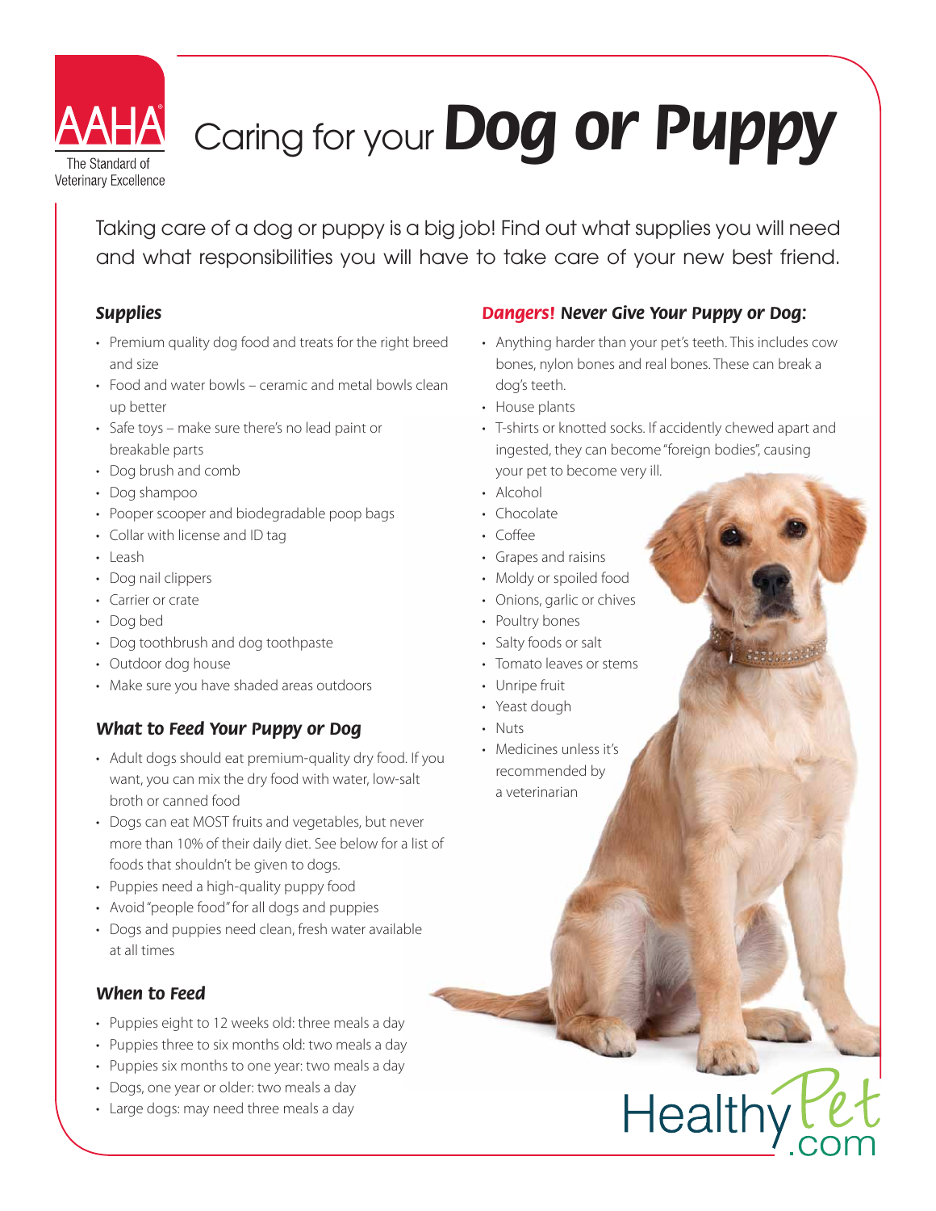AAHA

The Standard of Veterinary Excellence

# Caring for your *Dog or Puppy*

Taking care of a dog or puppy is a big job! Find out what supplies you will need and what responsibilities you will have to take care of your new best friend.

## Supplies

- Premium quality dog food and treats for the right breed and size
- Food and water bowls – ceramic and metal bowls clean up better
- Safe toys – make sure there's no lead paint or breakable parts
- Dog brush and comb
- Dog shampoo
- Pooper scooper and biodegradable poop bags
- Collar with license and ID tag
- Leash
- Dog nail clippers
- Carrier or crate
- Dog bed
- Dog toothbrush and dog toothpaste
- Outdoor dog house
- Make sure you have shaded areas outdoors

## What to Feed Your Puppy or Dog

- Adult dogs should eat premium-quality dry food. If you want, you can mix the dry food with water, low-salt broth or canned food
- Dogs can eat MOST fruits and vegetables, but never more than 10% of their daily diet. See below for a list of foods that shouldn't be given to dogs.
- Puppies need a high-quality puppy food
- Avoid "people food" for all dogs and puppies
- Dogs and puppies need clean, fresh water available at all times

## When to Feed

- Puppies eight to 12 weeks old: three meals a day
- Puppies three to six months old: two meals a day
- Puppies six months to one year: two meals a day
- Dogs, one year or older: two meals a day
- Large dogs: may need three meals a day

## Dangers! Never Give Your Puppy or Dog:

- Anything harder than your pet's teeth. This includes cow bones, nylon bones and real bones. These can break a dog's teeth.
- House plants
- T-shirts or knotted socks. If accidently chewed apart and ingested, they can become "foreign bodies", causing your pet to become very ill.
- Alcohol
- Chocolate
- Coffee
- Grapes and raisins
- Moldy or spoiled food
- Onions, garlic or chives
- Poultry bones
- Salty foods or salt
- Tomato leaves or stems
- Unripe fruit
- Yeast dough
- Nuts
- Medicines unless it's recommended by a veterinarian

HealthyPet.com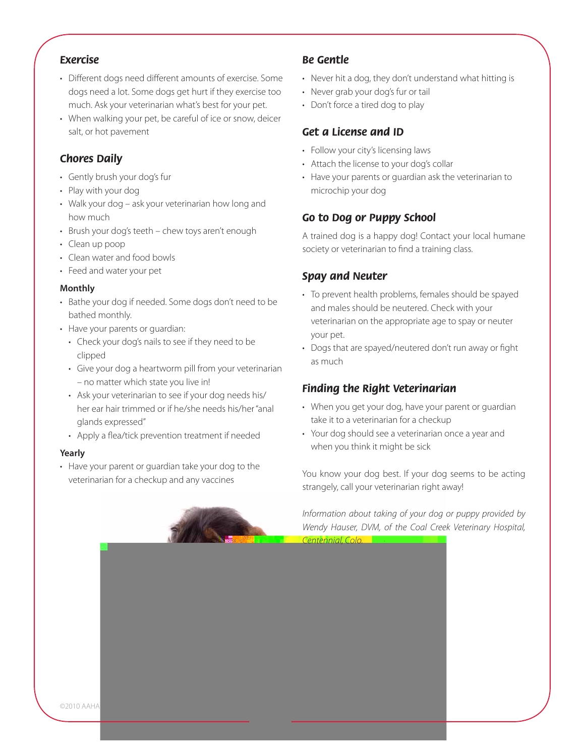## Exercise

- Different dogs need different amounts of exercise. Some dogs need a lot. Some dogs get hurt if they exercise too much. Ask your veterinarian what's best for your pet.
- When walking your pet, be careful of ice or snow, deicer salt, or hot pavement

## Chores Daily

- Gently brush your dog's fur
- Play with your dog
- Walk your dog – ask your veterinarian how long and how much
- Brush your dog's teeth – chew toys aren't enough
- Clean up poop
- Clean water and food bowls
- Feed and water your pet

**Monthly**

- Bathe your dog if needed. Some dogs don't need to be bathed monthly.
- Have your parents or guardian:
  - Check your dog's nails to see if they need to be clipped
  - Give your dog a heartworm pill from your veterinarian – no matter which state you live in!
  - Ask your veterinarian to see if your dog needs his/her ear hair trimmed or if he/she needs his/her "anal glands expressed"
  - Apply a flea/tick prevention treatment if needed

**Yearly**

- Have your parent or guardian take your dog to the veterinarian for a checkup and any vaccines

## Be Gentle

- Never hit a dog, they don't understand what hitting is
- Never grab your dog's fur or tail
- Don't force a tired dog to play

## Get a License and ID

- Follow your city's licensing laws
- Attach the license to your dog's collar
- Have your parents or guardian ask the veterinarian to microchip your dog

## Go to Dog or Puppy School

A trained dog is a happy dog! Contact your local humane society or veterinarian to find a training class.

## Spay and Neuter

- To prevent health problems, females should be spayed and males should be neutered. Check with your veterinarian on the appropriate age to spay or neuter your pet.
- Dogs that are spayed/neutered don't run away or fight as much

## Finding the Right Veterinarian

- When you get your dog, have your parent or guardian take it to a veterinarian for a checkup
- Your dog should see a veterinarian once a year and when you think it might be sick

You know your dog best. If your dog seems to be acting strangely, call your veterinarian right away!

*Information about taking of your dog or puppy provided by Wendy Hauser, DVM, of the Coal Creek Veterinary Hospital, Centennial, Colo.*

©2010 AAHA